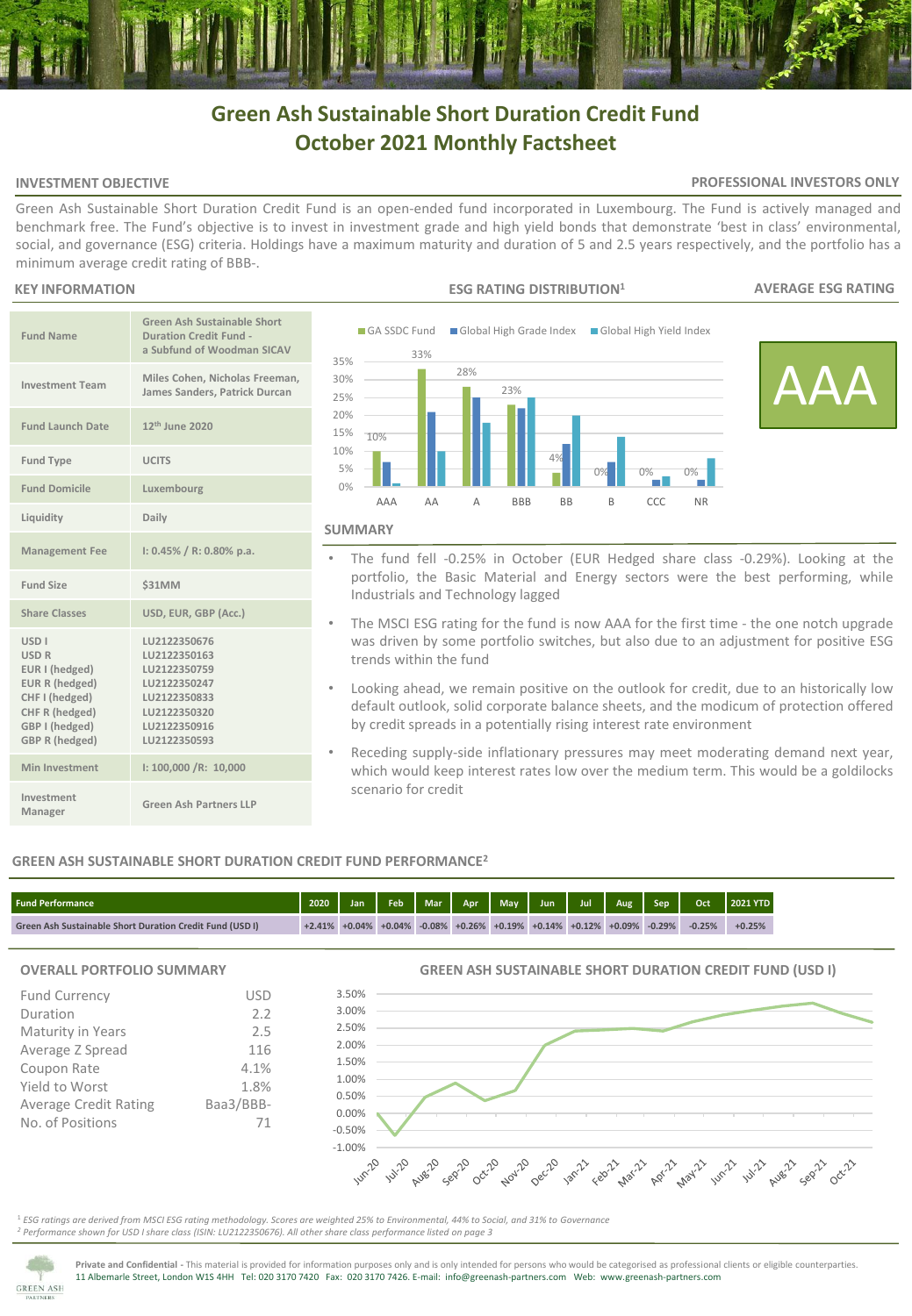# Green Ash Sustainable Short Duration Credit Fund
# October 2021 Monthly Factsheet

## INVESTMENT OBJECTIVE

**PROFESSIONAL INVESTORS ONLY**

Green Ash Sustainable Short Duration Credit Fund is an open-ended fund incorporated in Luxembourg. The Fund is actively managed and benchmark free. The Fund's objective is to invest in investment grade and high yield bonds that demonstrate 'best in class' environmental, social, and governance (ESG) criteria. Holdings have a maximum maturity and duration of 5 and 2.5 years respectively, and the portfolio has a minimum average credit rating of BBB-.

## KEY INFORMATION

| | |
|---|---|
| Fund Name | Green Ash Sustainable Short Duration Credit Fund - a Subfund of Woodman SICAV |
| Investment Team | Miles Cohen, Nicholas Freeman, James Sanders, Patrick Durcan |
| Fund Launch Date | 12th June 2020 |
| Fund Type | UCITS |
| Fund Domicile | Luxembourg |
| Liquidity | Daily |
| Management Fee | I: 0.45% / R: 0.80% p.a. |
| Fund Size | $31MM |
| Share Classes | USD, EUR, GBP (Acc.) |
| USD I<br>USD R<br>EUR I (hedged)<br>EUR R (hedged)<br>CHF I (hedged)<br>CHF R (hedged)<br>GBP I (hedged)<br>GBP R (hedged) | LU2122350676<br>LU2122350163<br>LU2122350759<br>LU2122350247<br>LU2122350833<br>LU2122350320<br>LU2122350916<br>LU2122350593 |
| Min Investment | I: 100,000 /R: 10,000 |
| Investment Manager | Green Ash Partners LLP |

## ESG RATING DISTRIBUTION[1]

| Rating | GA SSDC Fund |
|---|---|
| AAA | 10% |
| AA | 33% |
| A | 28% |
| BBB | 23% |
| BB | 4% |
| B | 0% |
| CCC | 0% |
| NR | 0% |

## AVERAGE ESG RATING

AAA

## SUMMARY

- The fund fell -0.25% in October (EUR Hedged share class -0.29%). Looking at the portfolio, the Basic Material and Energy sectors were the best performing, while Industrials and Technology lagged
- The MSCI ESG rating for the fund is now AAA for the first time - the one notch upgrade was driven by some portfolio switches, but also due to an adjustment for positive ESG trends within the fund
- Looking ahead, we remain positive on the outlook for credit, due to an historically low default outlook, solid corporate balance sheets, and the modicum of protection offered by credit spreads in a potentially rising interest rate environment
- Receding supply-side inflationary pressures may meet moderating demand next year, which would keep interest rates low over the medium term. This would be a goldilocks scenario for credit

## GREEN ASH SUSTAINABLE SHORT DURATION CREDIT FUND PERFORMANCE[2]

| Fund Performance | 2020 | Jan | Feb | Mar | Apr | May | Jun | Jul | Aug | Sep | Oct | 2021 YTD |
|---|---|---|---|---|---|---|---|---|---|---|---|---|
| Green Ash Sustainable Short Duration Credit Fund (USD I) | +2.41% | +0.04% | +0.04% | -0.08% | +0.26% | +0.19% | +0.14% | +0.12% | +0.09% | -0.29% | -0.25% | +0.25% |

## OVERALL PORTFOLIO SUMMARY

| | |
|---|---|
| Fund Currency | USD |
| Duration | 2.2 |
| Maturity in Years | 2.5 |
| Average Z Spread | 116 |
| Coupon Rate | 4.1% |
| Yield to Worst | 1.8% |
| Average Credit Rating | Baa3/BBB- |
| No. of Positions | 71 |

## GREEN ASH SUSTAINABLE SHORT DURATION CREDIT FUND (USD I)

*[1] ESG ratings are derived from MSCI ESG rating methodology. Scores are weighted 25% to Environmental, 44% to Social, and 31% to Governance*
*[2] Performance shown for USD I share class (ISIN: LU2122350676). All other share class performance listed on page 3*

**Private and Confidential** - This material is provided for information purposes only and is only intended for persons who would be categorised as professional clients or eligible counterparties.
11 Albemarle Street, London W1S 4HH Tel: 020 3170 7420 Fax: 020 3170 7426. E-mail: info@greenash-partners.com Web: www.greenash-partners.com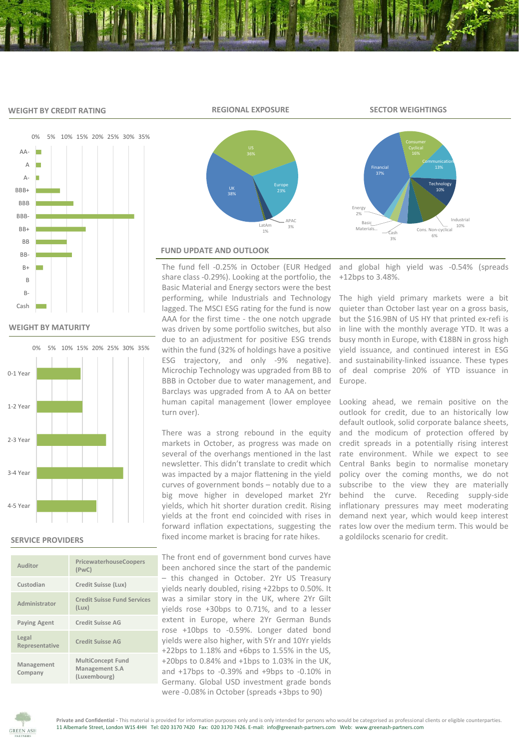## WEIGHT BY CREDIT RATING

## REGIONAL EXPOSURE

US 36%, UK 38%, Europe 23%, APAC 3%, LatAm 1%

## SECTOR WEIGHTINGS

Consumer Cyclical 16%, Communication 13%, Technology 10%, Industrial 10%, Cons. Non-cyclical 6%, Cash 3%, Basic Materials…, Energy 2%, Financial 37%

## WEIGHT BY MATURITY

## SERVICE PROVIDERS

| | |
|---|---|
| Auditor | PricewaterhouseCoopers (PwC) |
| Custodian | Credit Suisse (Lux) |
| Administrator | Credit Suisse Fund Services (Lux) |
| Paying Agent | Credit Suisse AG |
| Legal Representative | Credit Suisse AG |
| Management Company | MultiConcept Fund Management S.A (Luxembourg) |

## FUND UPDATE AND OUTLOOK

The fund fell -0.25% in October (EUR Hedged share class -0.29%). Looking at the portfolio, the Basic Material and Energy sectors were the best performing, while Industrials and Technology lagged. The MSCI ESG rating for the fund is now AAA for the first time - the one notch upgrade was driven by some portfolio switches, but also due to an adjustment for positive ESG trends within the fund (32% of holdings have a positive ESG trajectory, and only -9% negative). Microchip Technology was upgraded from BB to BBB in October due to water management, and Barclays was upgraded from A to AA on better human capital management (lower employee turn over).

There was a strong rebound in the equity markets in October, as progress was made on several of the overhangs mentioned in the last newsletter. This didn't translate to credit which was impacted by a major flattening in the yield curves of government bonds – notably due to a big move higher in developed market 2Yr yields, which hit shorter duration credit. Rising yields at the front end coincided with rises in forward inflation expectations, suggesting the fixed income market is bracing for rate hikes.

The front end of government bond curves have been anchored since the start of the pandemic – this changed in October. 2Yr US Treasury yields nearly doubled, rising +22bps to 0.50%. It was a similar story in the UK, where 2Yr Gilt yields rose +30bps to 0.71%, and to a lesser extent in Europe, where 2Yr German Bunds rose +10bps to -0.59%. Longer dated bond yields were also higher, with 5Yr and 10Yr yields +22bps to 1.18% and +6bps to 1.55% in the US, +20bps to 0.84% and +1bps to 1.03% in the UK, and +17bps to -0.39% and +9bps to -0.10% in Germany. Global USD investment grade bonds were -0.08% in October (spreads +3bps to 90) and global high yield was -0.54% (spreads +12bps to 3.48%.

The high yield primary markets were a bit quieter than October last year on a gross basis, but the $16.9BN of US HY that printed ex-refi is in line with the monthly average YTD. It was a busy month in Europe, with €18BN in gross high yield issuance, and continued interest in ESG and sustainability-linked issuance. These types of deal comprise 20% of YTD issuance in Europe.

Looking ahead, we remain positive on the outlook for credit, due to an historically low default outlook, solid corporate balance sheets, and the modicum of protection offered by credit spreads in a potentially rising interest rate environment. While we expect to see Central Banks begin to normalise monetary policy over the coming months, we do not subscribe to the view they are materially behind the curve. Receding supply-side inflationary pressures may meet moderating demand next year, which would keep interest rates low over the medium term. This would be a goldilocks scenario for credit.

**Private and Confidential** - This material is provided for information purposes only and is only intended for persons who would be categorised as professional clients or eligible counterparties.
11 Albemarle Street, London W1S 4HH Tel: 020 3170 7420 Fax: 020 3170 7426. E-mail: info@greenash-partners.com Web: www.greenash-partners.com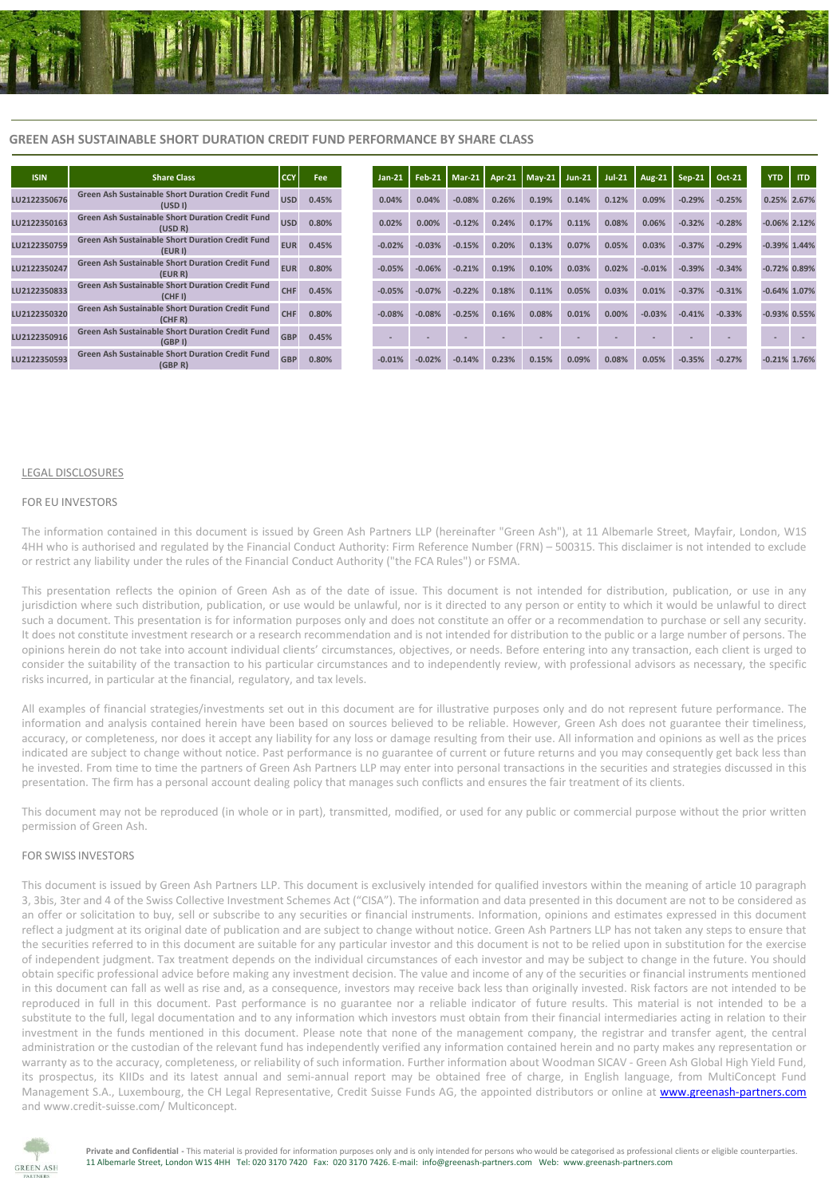## GREEN ASH SUSTAINABLE SHORT DURATION CREDIT FUND PERFORMANCE BY SHARE CLASS

| ISIN | Share Class | CCY | Fee | Jan-21 | Feb-21 | Mar-21 | Apr-21 | May-21 | Jun-21 | Jul-21 | Aug-21 | Sep-21 | Oct-21 | YTD | ITD |
|---|---|---|---|---|---|---|---|---|---|---|---|---|---|---|---|
| LU2122350676 | Green Ash Sustainable Short Duration Credit Fund (USD I) | USD | 0.45% | 0.04% | 0.04% | -0.08% | 0.26% | 0.19% | 0.14% | 0.12% | 0.09% | -0.29% | -0.25% | 0.25% | 2.67% |
| LU2122350163 | Green Ash Sustainable Short Duration Credit Fund (USD R) | USD | 0.80% | 0.02% | 0.00% | -0.12% | 0.24% | 0.17% | 0.11% | 0.08% | 0.06% | -0.32% | -0.28% | -0.06% | 2.12% |
| LU2122350759 | Green Ash Sustainable Short Duration Credit Fund (EUR I) | EUR | 0.45% | -0.02% | -0.03% | -0.15% | 0.20% | 0.13% | 0.07% | 0.05% | 0.03% | -0.37% | -0.29% | -0.39% | 1.44% |
| LU2122350247 | Green Ash Sustainable Short Duration Credit Fund (EUR R) | EUR | 0.80% | -0.05% | -0.06% | -0.21% | 0.19% | 0.10% | 0.03% | 0.02% | -0.01% | -0.39% | -0.34% | -0.72% | 0.89% |
| LU2122350833 | Green Ash Sustainable Short Duration Credit Fund (CHF I) | CHF | 0.45% | -0.05% | -0.07% | -0.22% | 0.18% | 0.11% | 0.05% | 0.03% | 0.01% | -0.37% | -0.31% | -0.64% | 1.07% |
| LU2122350320 | Green Ash Sustainable Short Duration Credit Fund (CHF R) | CHF | 0.80% | -0.08% | -0.08% | -0.25% | 0.16% | 0.08% | 0.01% | 0.00% | -0.03% | -0.41% | -0.33% | -0.93% | 0.55% |
| LU2122350916 | Green Ash Sustainable Short Duration Credit Fund (GBP I) | GBP | 0.45% | - | - | - | - | - | - | - | - | - | - | - | - |
| LU2122350593 | Green Ash Sustainable Short Duration Credit Fund (GBP R) | GBP | 0.80% | -0.01% | -0.02% | -0.14% | 0.23% | 0.15% | 0.09% | 0.08% | 0.05% | -0.35% | -0.27% | -0.21% | 1.76% |

LEGAL DISCLOSURES

FOR EU INVESTORS

The information contained in this document is issued by Green Ash Partners LLP (hereinafter "Green Ash"), at 11 Albemarle Street, Mayfair, London, W1S 4HH who is authorised and regulated by the Financial Conduct Authority: Firm Reference Number (FRN) – 500315. This disclaimer is not intended to exclude or restrict any liability under the rules of the Financial Conduct Authority ("the FCA Rules") or FSMA.

This presentation reflects the opinion of Green Ash as of the date of issue. This document is not intended for distribution, publication, or use in any jurisdiction where such distribution, publication, or use would be unlawful, nor is it directed to any person or entity to which it would be unlawful to direct such a document. This presentation is for information purposes only and does not constitute an offer or a recommendation to purchase or sell any security. It does not constitute investment research or a research recommendation and is not intended for distribution to the public or a large number of persons. The opinions herein do not take into account individual clients' circumstances, objectives, or needs. Before entering into any transaction, each client is urged to consider the suitability of the transaction to his particular circumstances and to independently review, with professional advisors as necessary, the specific risks incurred, in particular at the financial, regulatory, and tax levels.

All examples of financial strategies/investments set out in this document are for illustrative purposes only and do not represent future performance. The information and analysis contained herein have been based on sources believed to be reliable. However, Green Ash does not guarantee their timeliness, accuracy, or completeness, nor does it accept any liability for any loss or damage resulting from their use. All information and opinions as well as the prices indicated are subject to change without notice. Past performance is no guarantee of current or future returns and you may consequently get back less than he invested. From time to time the partners of Green Ash Partners LLP may enter into personal transactions in the securities and strategies discussed in this presentation. The firm has a personal account dealing policy that manages such conflicts and ensures the fair treatment of its clients.

This document may not be reproduced (in whole or in part), transmitted, modified, or used for any public or commercial purpose without the prior written permission of Green Ash.

FOR SWISS INVESTORS

This document is issued by Green Ash Partners LLP. This document is exclusively intended for qualified investors within the meaning of article 10 paragraph 3, 3bis, 3ter and 4 of the Swiss Collective Investment Schemes Act ("CISA"). The information and data presented in this document are not to be considered as an offer or solicitation to buy, sell or subscribe to any securities or financial instruments. Information, opinions and estimates expressed in this document reflect a judgment at its original date of publication and are subject to change without notice. Green Ash Partners LLP has not taken any steps to ensure that the securities referred to in this document are suitable for any particular investor and this document is not to be relied upon in substitution for the exercise of independent judgment. Tax treatment depends on the individual circumstances of each investor and may be subject to change in the future. You should obtain specific professional advice before making any investment decision. The value and income of any of the securities or financial instruments mentioned in this document can fall as well as rise and, as a consequence, investors may receive back less than originally invested. Risk factors are not intended to be reproduced in full in this document. Past performance is no guarantee nor a reliable indicator of future results. This material is not intended to be a substitute to the full, legal documentation and to any information which investors must obtain from their financial intermediaries acting in relation to their investment in the funds mentioned in this document. Please note that none of the management company, the registrar and transfer agent, the central administration or the custodian of the relevant fund has independently verified any information contained herein and no party makes any representation or warranty as to the accuracy, completeness, or reliability of such information. Further information about Woodman SICAV - Green Ash Global High Yield Fund, its prospectus, its KIIDs and its latest annual and semi-annual report may be obtained free of charge, in English language, from MultiConcept Fund Management S.A., Luxembourg, the CH Legal Representative, Credit Suisse Funds AG, the appointed distributors or online at www.greenash-partners.com and www.credit-suisse.com/ Multiconcept.

**Private and Confidential -** This material is provided for information purposes only and is only intended for persons who would be categorised as professional clients or eligible counterparties.
11 Albemarle Street, London W1S 4HH Tel: 020 3170 7420 Fax: 020 3170 7426. E-mail: info@greenash-partners.com Web: www.greenash-partners.com